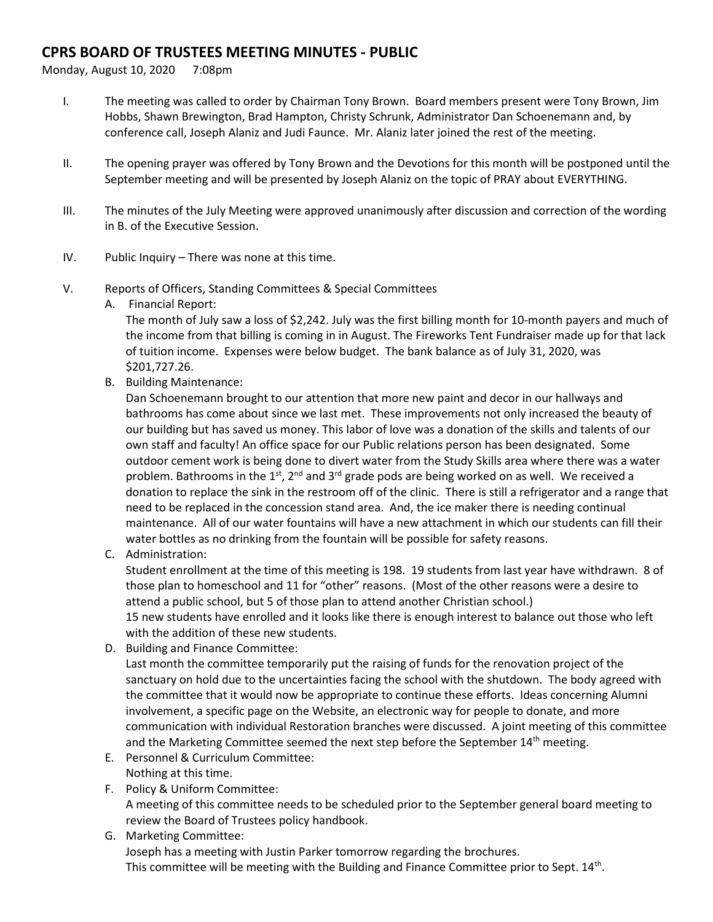# CPRS BOARD OF TRUSTEES MEETING MINUTES - PUBLIC

Monday, August 10, 2020 7:08pm

I. The meeting was called to order by Chairman Tony Brown. Board members present were Tony Brown, Jim Hobbs, Shawn Brewington, Brad Hampton, Christy Schrunk, Administrator Dan Schoenemann and, by conference call, Joseph Alaniz and Judi Faunce. Mr. Alaniz later joined the rest of the meeting.

II. The opening prayer was offered by Tony Brown and the Devotions for this month will be postponed until the September meeting and will be presented by Joseph Alaniz on the topic of PRAY about EVERYTHING.

III. The minutes of the July Meeting were approved unanimously after discussion and correction of the wording in B. of the Executive Session.

IV. Public Inquiry – There was none at this time.

V. Reports of Officers, Standing Committees & Special Committees

A. Financial Report:
The month of July saw a loss of $2,242. July was the first billing month for 10-month payers and much of the income from that billing is coming in in August. The Fireworks Tent Fundraiser made up for that lack of tuition income. Expenses were below budget. The bank balance as of July 31, 2020, was $201,727.26.

B. Building Maintenance:
Dan Schoenemann brought to our attention that more new paint and decor in our hallways and bathrooms has come about since we last met. These improvements not only increased the beauty of our building but has saved us money. This labor of love was a donation of the skills and talents of our own staff and faculty! An office space for our Public relations person has been designated. Some outdoor cement work is being done to divert water from the Study Skills area where there was a water problem. Bathrooms in the 1st, 2nd and 3rd grade pods are being worked on as well. We received a donation to replace the sink in the restroom off of the clinic. There is still a refrigerator and a range that need to be replaced in the concession stand area. And, the ice maker there is needing continual maintenance. All of our water fountains will have a new attachment in which our students can fill their water bottles as no drinking from the fountain will be possible for safety reasons.

C. Administration:
Student enrollment at the time of this meeting is 198. 19 students from last year have withdrawn. 8 of those plan to homeschool and 11 for "other" reasons. (Most of the other reasons were a desire to attend a public school, but 5 of those plan to attend another Christian school.)
15 new students have enrolled and it looks like there is enough interest to balance out those who left with the addition of these new students.

D. Building and Finance Committee:
Last month the committee temporarily put the raising of funds for the renovation project of the sanctuary on hold due to the uncertainties facing the school with the shutdown. The body agreed with the committee that it would now be appropriate to continue these efforts. Ideas concerning Alumni involvement, a specific page on the Website, an electronic way for people to donate, and more communication with individual Restoration branches were discussed. A joint meeting of this committee and the Marketing Committee seemed the next step before the September 14th meeting.

E. Personnel & Curriculum Committee:
Nothing at this time.

F. Policy & Uniform Committee:
A meeting of this committee needs to be scheduled prior to the September general board meeting to review the Board of Trustees policy handbook.

G. Marketing Committee:
Joseph has a meeting with Justin Parker tomorrow regarding the brochures.
This committee will be meeting with the Building and Finance Committee prior to Sept. 14th.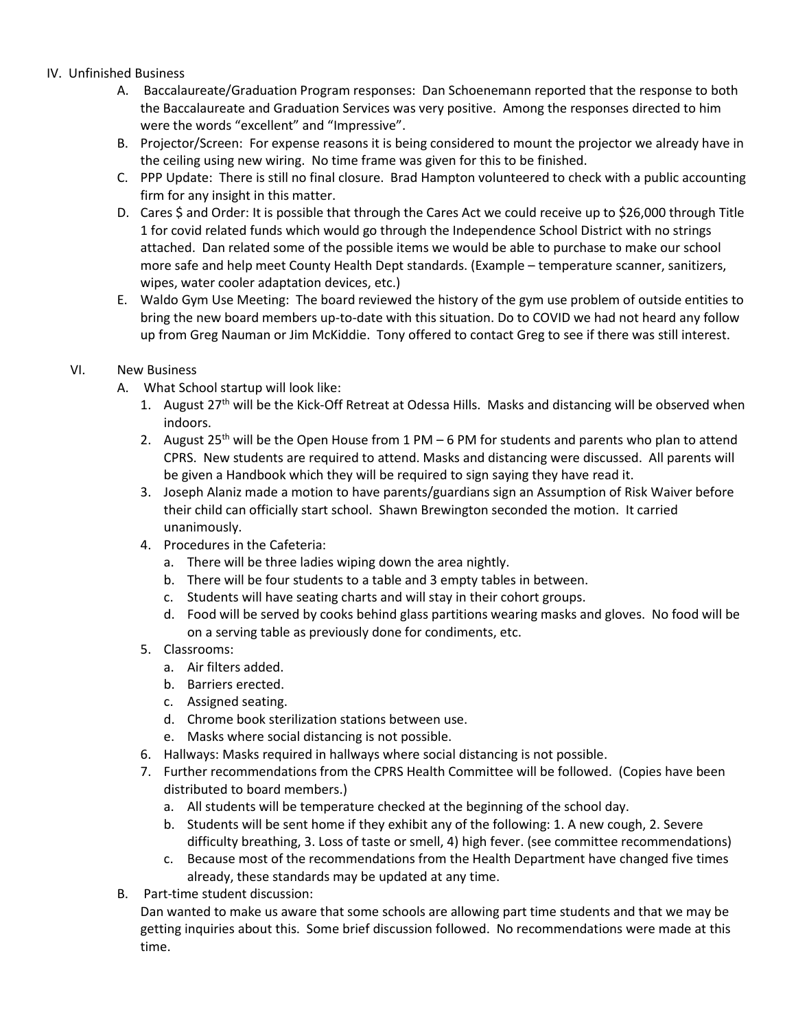IV. Unfinished Business

A. Baccalaureate/Graduation Program responses: Dan Schoenemann reported that the response to both the Baccalaureate and Graduation Services was very positive. Among the responses directed to him were the words "excellent" and "Impressive".

B. Projector/Screen: For expense reasons it is being considered to mount the projector we already have in the ceiling using new wiring. No time frame was given for this to be finished.

C. PPP Update: There is still no final closure. Brad Hampton volunteered to check with a public accounting firm for any insight in this matter.

D. Cares $ and Order: It is possible that through the Cares Act we could receive up to $26,000 through Title 1 for covid related funds which would go through the Independence School District with no strings attached. Dan related some of the possible items we would be able to purchase to make our school more safe and help meet County Health Dept standards. (Example – temperature scanner, sanitizers, wipes, water cooler adaptation devices, etc.)

E. Waldo Gym Use Meeting: The board reviewed the history of the gym use problem of outside entities to bring the new board members up-to-date with this situation. Do to COVID we had not heard any follow up from Greg Nauman or Jim McKiddie. Tony offered to contact Greg to see if there was still interest.

VI. New Business

A. What School startup will look like:

1. August 27th will be the Kick-Off Retreat at Odessa Hills. Masks and distancing will be observed when indoors.
2. August 25th will be the Open House from 1 PM – 6 PM for students and parents who plan to attend CPRS. New students are required to attend. Masks and distancing were discussed. All parents will be given a Handbook which they will be required to sign saying they have read it.
3. Joseph Alaniz made a motion to have parents/guardians sign an Assumption of Risk Waiver before their child can officially start school. Shawn Brewington seconded the motion. It carried unanimously.
4. Procedures in the Cafeteria:
   a. There will be three ladies wiping down the area nightly.
   b. There will be four students to a table and 3 empty tables in between.
   c. Students will have seating charts and will stay in their cohort groups.
   d. Food will be served by cooks behind glass partitions wearing masks and gloves. No food will be on a serving table as previously done for condiments, etc.
5. Classrooms:
   a. Air filters added.
   b. Barriers erected.
   c. Assigned seating.
   d. Chrome book sterilization stations between use.
   e. Masks where social distancing is not possible.
6. Hallways: Masks required in hallways where social distancing is not possible.
7. Further recommendations from the CPRS Health Committee will be followed. (Copies have been distributed to board members.)
   a. All students will be temperature checked at the beginning of the school day.
   b. Students will be sent home if they exhibit any of the following: 1. A new cough, 2. Severe difficulty breathing, 3. Loss of taste or smell, 4) high fever. (see committee recommendations)
   c. Because most of the recommendations from the Health Department have changed five times already, these standards may be updated at any time.

B. Part-time student discussion:
Dan wanted to make us aware that some schools are allowing part time students and that we may be getting inquiries about this. Some brief discussion followed. No recommendations were made at this time.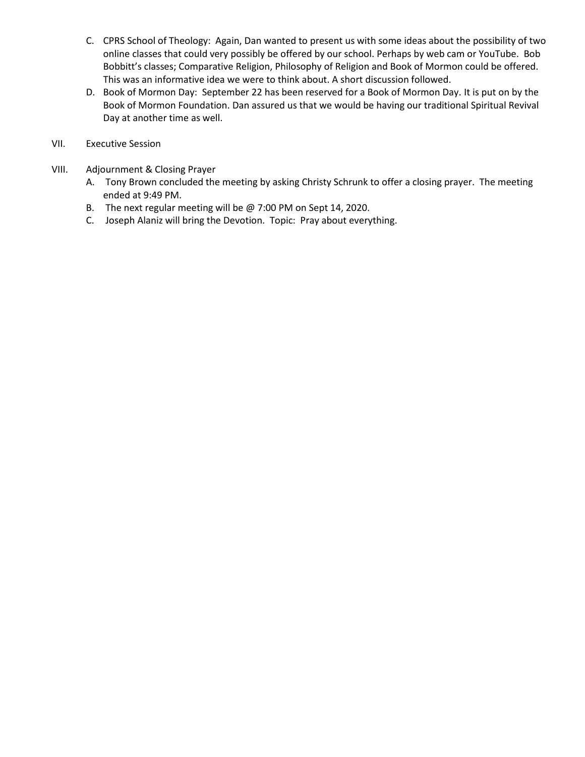C. CPRS School of Theology: Again, Dan wanted to present us with some ideas about the possibility of two online classes that could very possibly be offered by our school. Perhaps by web cam or YouTube. Bob Bobbitt's classes; Comparative Religion, Philosophy of Religion and Book of Mormon could be offered. This was an informative idea we were to think about. A short discussion followed.

D. Book of Mormon Day: September 22 has been reserved for a Book of Mormon Day. It is put on by the Book of Mormon Foundation. Dan assured us that we would be having our traditional Spiritual Revival Day at another time as well.

VII. Executive Session

VIII. Adjournment & Closing Prayer

A. Tony Brown concluded the meeting by asking Christy Schrunk to offer a closing prayer. The meeting ended at 9:49 PM.

B. The next regular meeting will be @ 7:00 PM on Sept 14, 2020.

C. Joseph Alaniz will bring the Devotion. Topic: Pray about everything.